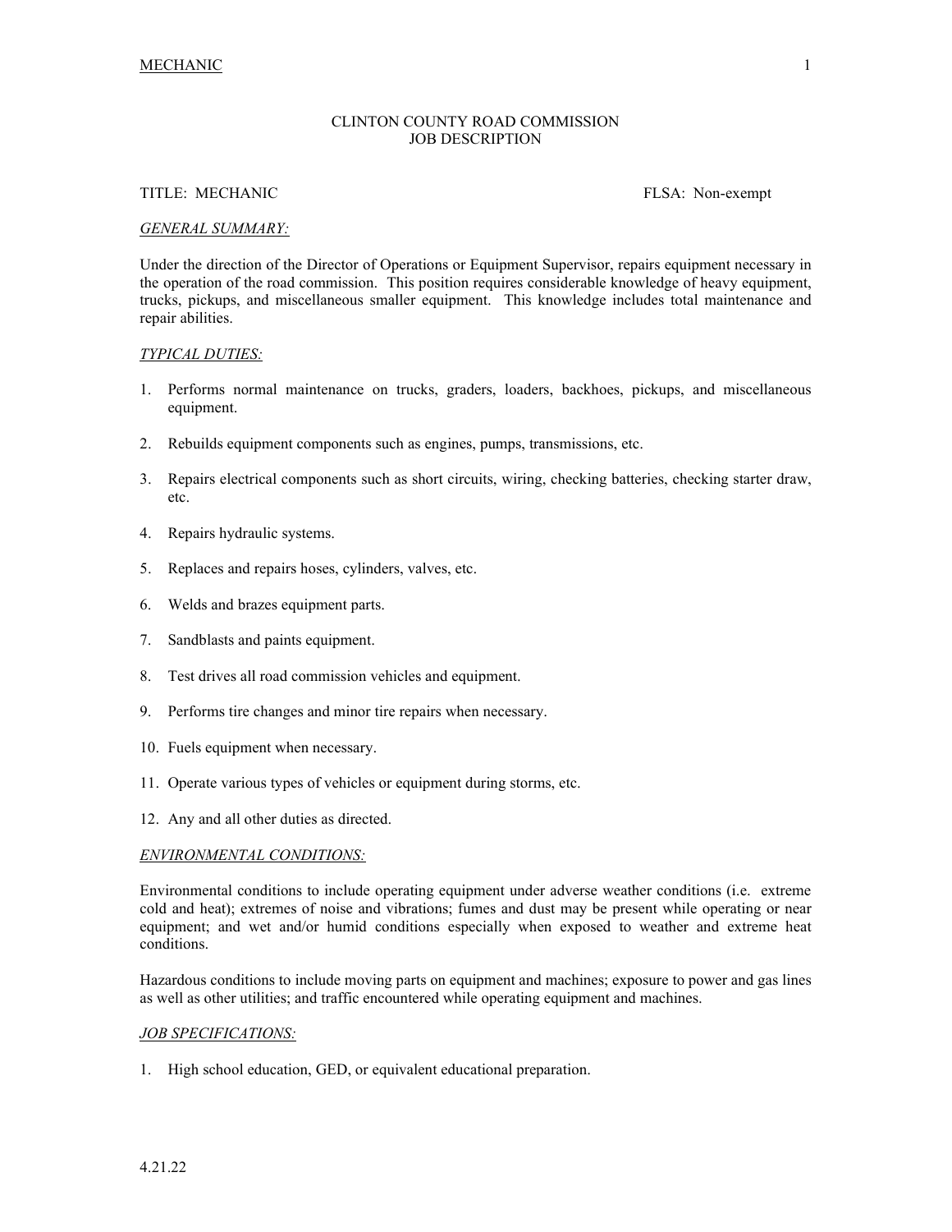# CLINTON COUNTY ROAD COMMISSION
## JOB DESCRIPTION

TITLE: MECHANIC FLSA: Non-exempt

*GENERAL SUMMARY:*

Under the direction of the Director of Operations or Equipment Supervisor, repairs equipment necessary in the operation of the road commission. This position requires considerable knowledge of heavy equipment, trucks, pickups, and miscellaneous smaller equipment. This knowledge includes total maintenance and repair abilities.

*TYPICAL DUTIES:*

1. Performs normal maintenance on trucks, graders, loaders, backhoes, pickups, and miscellaneous equipment.
2. Rebuilds equipment components such as engines, pumps, transmissions, etc.
3. Repairs electrical components such as short circuits, wiring, checking batteries, checking starter draw, etc.
4. Repairs hydraulic systems.
5. Replaces and repairs hoses, cylinders, valves, etc.
6. Welds and brazes equipment parts.
7. Sandblasts and paints equipment.
8. Test drives all road commission vehicles and equipment.
9. Performs tire changes and minor tire repairs when necessary.
10. Fuels equipment when necessary.
11. Operate various types of vehicles or equipment during storms, etc.
12. Any and all other duties as directed.

*ENVIRONMENTAL CONDITIONS:*

Environmental conditions to include operating equipment under adverse weather conditions (i.e. extreme cold and heat); extremes of noise and vibrations; fumes and dust may be present while operating or near equipment; and wet and/or humid conditions especially when exposed to weather and extreme heat conditions.

Hazardous conditions to include moving parts on equipment and machines; exposure to power and gas lines as well as other utilities; and traffic encountered while operating equipment and machines.

*JOB SPECIFICATIONS:*

1. High school education, GED, or equivalent educational preparation.

4.21.22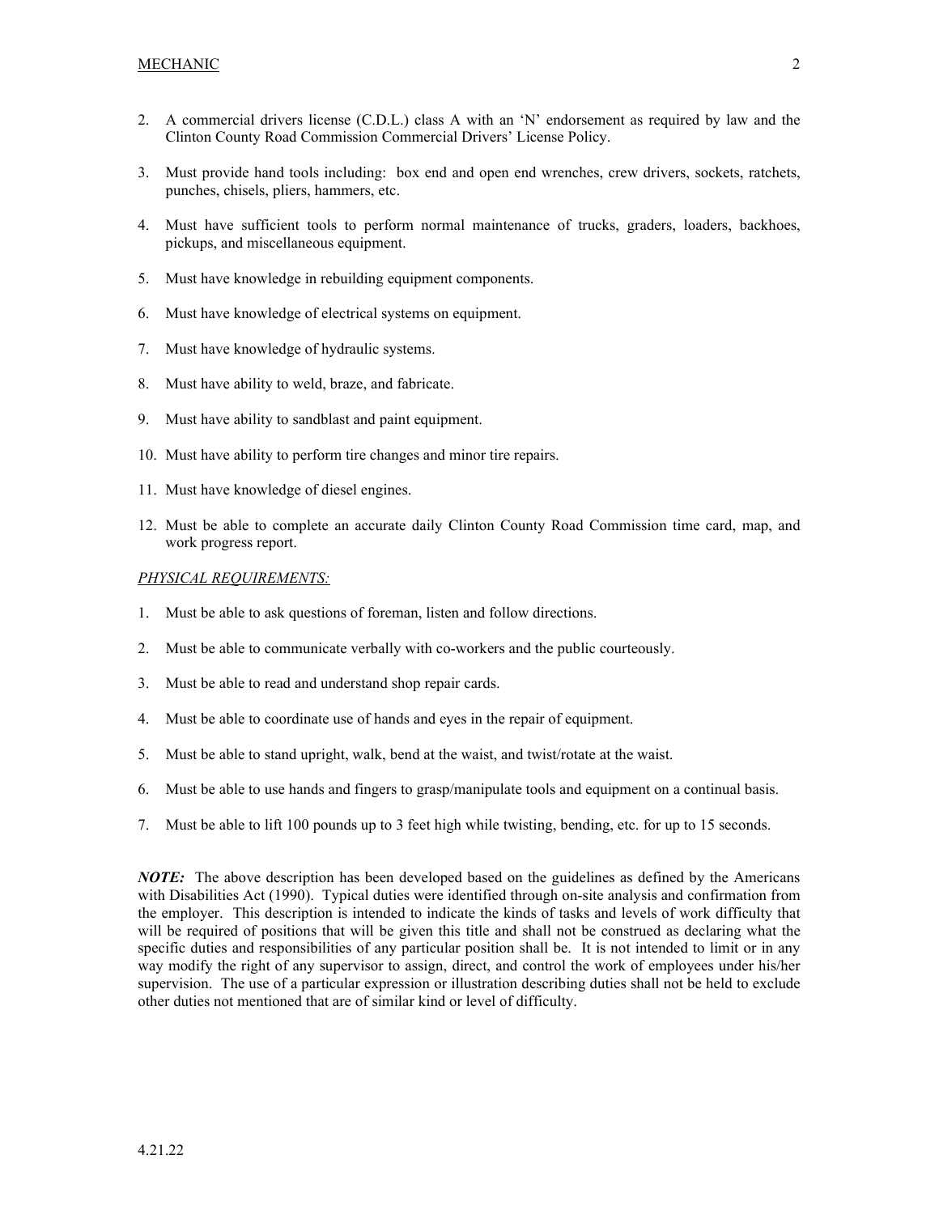2. A commercial drivers license (C.D.L.) class A with an 'N' endorsement as required by law and the Clinton County Road Commission Commercial Drivers' License Policy.

3. Must provide hand tools including: box end and open end wrenches, crew drivers, sockets, ratchets, punches, chisels, pliers, hammers, etc.

4. Must have sufficient tools to perform normal maintenance of trucks, graders, loaders, backhoes, pickups, and miscellaneous equipment.

5. Must have knowledge in rebuilding equipment components.

6. Must have knowledge of electrical systems on equipment.

7. Must have knowledge of hydraulic systems.

8. Must have ability to weld, braze, and fabricate.

9. Must have ability to sandblast and paint equipment.

10. Must have ability to perform tire changes and minor tire repairs.

11. Must have knowledge of diesel engines.

12. Must be able to complete an accurate daily Clinton County Road Commission time card, map, and work progress report.

*PHYSICAL REQUIREMENTS:*

1. Must be able to ask questions of foreman, listen and follow directions.

2. Must be able to communicate verbally with co-workers and the public courteously.

3. Must be able to read and understand shop repair cards.

4. Must be able to coordinate use of hands and eyes in the repair of equipment.

5. Must be able to stand upright, walk, bend at the waist, and twist/rotate at the waist.

6. Must be able to use hands and fingers to grasp/manipulate tools and equipment on a continual basis.

7. Must be able to lift 100 pounds up to 3 feet high while twisting, bending, etc. for up to 15 seconds.

***NOTE:*** The above description has been developed based on the guidelines as defined by the Americans with Disabilities Act (1990). Typical duties were identified through on-site analysis and confirmation from the employer. This description is intended to indicate the kinds of tasks and levels of work difficulty that will be required of positions that will be given this title and shall not be construed as declaring what the specific duties and responsibilities of any particular position shall be. It is not intended to limit or in any way modify the right of any supervisor to assign, direct, and control the work of employees under his/her supervision. The use of a particular expression or illustration describing duties shall not be held to exclude other duties not mentioned that are of similar kind or level of difficulty.

4.21.22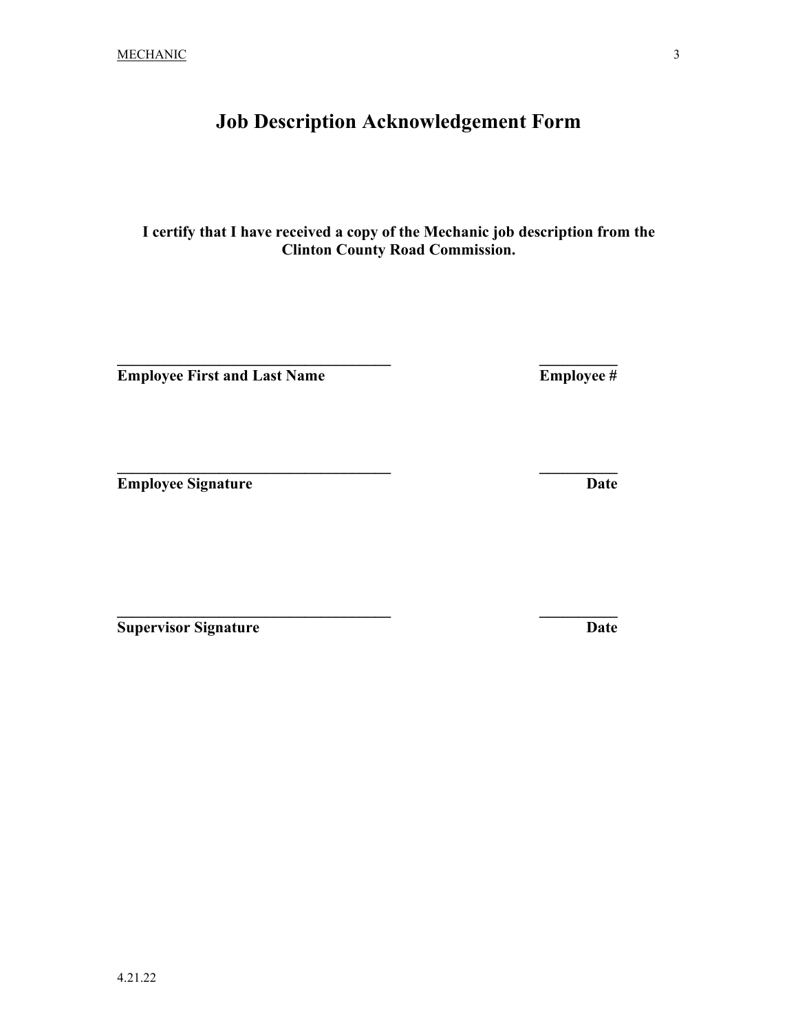# Job Description Acknowledgement Form

**I certify that I have received a copy of the Mechanic job description from the Clinton County Road Commission.**

**\_\_\_\_\_\_\_\_\_\_\_\_\_\_\_\_\_\_\_\_\_\_\_\_\_\_\_\_\_\_\_\_\_\_\_\_ \_\_\_\_\_\_\_\_\_\_**

**Employee First and Last Name Employee #**

**\_\_\_\_\_\_\_\_\_\_\_\_\_\_\_\_\_\_\_\_\_\_\_\_\_\_\_\_\_\_\_\_\_\_\_\_ \_\_\_\_\_\_\_\_\_\_**

**Employee Signature Date**

**\_\_\_\_\_\_\_\_\_\_\_\_\_\_\_\_\_\_\_\_\_\_\_\_\_\_\_\_\_\_\_\_\_\_\_\_ \_\_\_\_\_\_\_\_\_\_**

**Supervisor Signature Date**

4.21.22